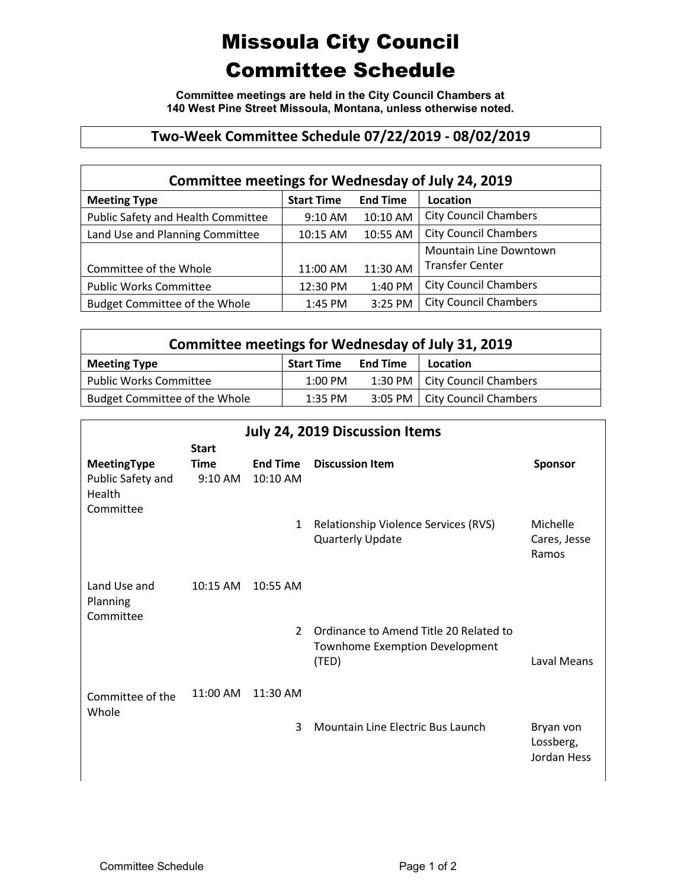# Missoula City Council
# Committee Schedule

**Committee meetings are held in the City Council Chambers at 140 West Pine Street Missoula, Montana, unless otherwise noted.**

## Two-Week Committee Schedule 07/22/2019 - 08/02/2019

### Committee meetings for Wednesday of July 24, 2019

| Meeting Type | Start Time | End Time | Location |
|---|---|---|---|
| Public Safety and Health Committee | 9:10 AM | 10:10 AM | City Council Chambers |
| Land Use and Planning Committee | 10:15 AM | 10:55 AM | City Council Chambers |
| Committee of the Whole | 11:00 AM | 11:30 AM | Mountain Line Downtown Transfer Center |
| Public Works Committee | 12:30 PM | 1:40 PM | City Council Chambers |
| Budget Committee of the Whole | 1:45 PM | 3:25 PM | City Council Chambers |

### Committee meetings for Wednesday of July 31, 2019

| Meeting Type | Start Time | End Time | Location |
|---|---|---|---|
| Public Works Committee | 1:00 PM | 1:30 PM | City Council Chambers |
| Budget Committee of the Whole | 1:35 PM | 3:05 PM | City Council Chambers |

### July 24, 2019 Discussion Items

| MeetingType | Start Time | End Time | Discussion Item | Sponsor |
|---|---|---|---|---|
| Public Safety and Health Committee | 9:10 AM | 10:10 AM | | |
| | | 1 | Relationship Violence Services (RVS) Quarterly Update | Michelle Cares, Jesse Ramos |
| Land Use and Planning Committee | 10:15 AM | 10:55 AM | | |
| | | 2 | Ordinance to Amend Title 20 Related to Townhome Exemption Development (TED) | Laval Means |
| Committee of the Whole | 11:00 AM | 11:30 AM | | |
| | | 3 | Mountain Line Electric Bus Launch | Bryan von Lossberg, Jordan Hess |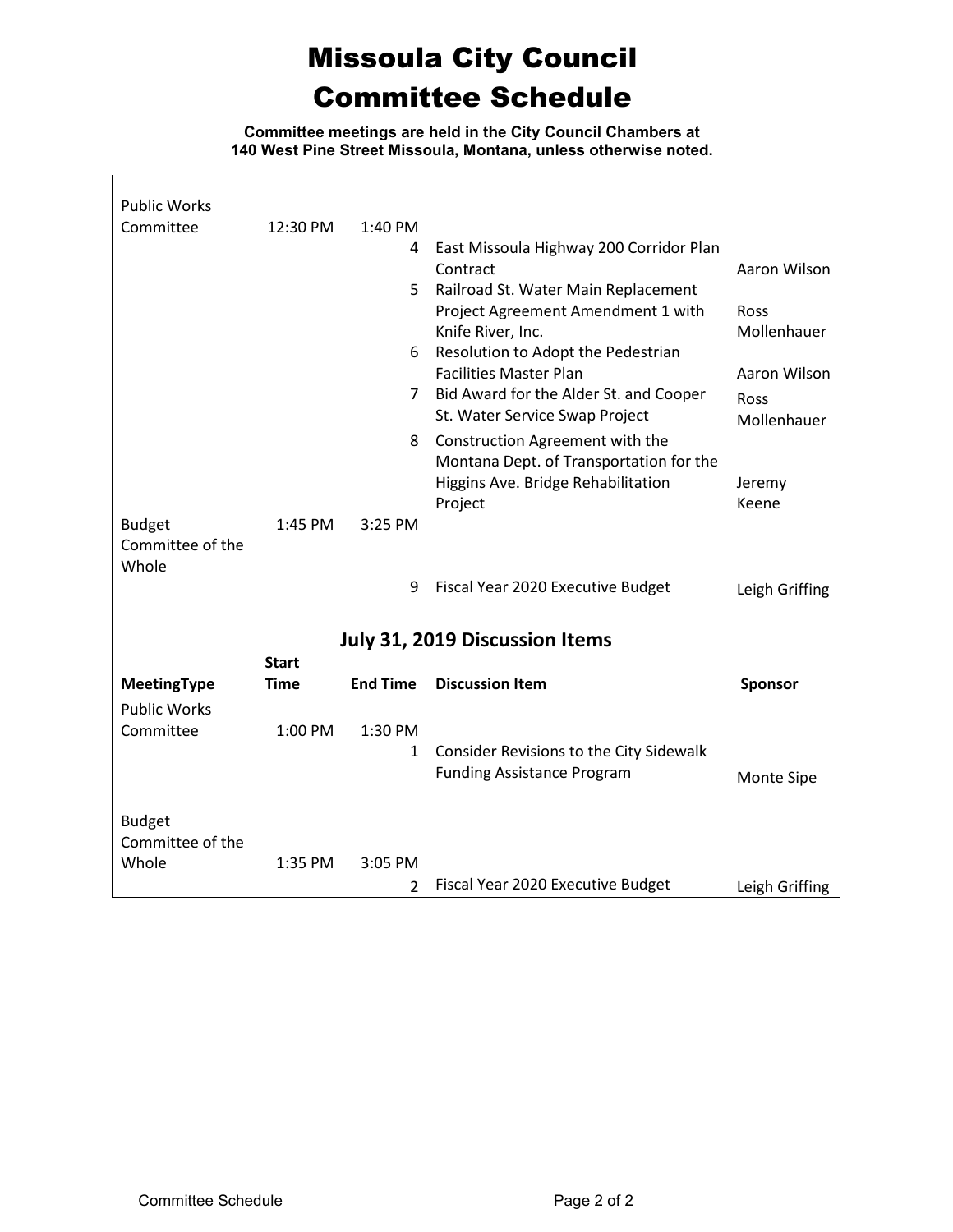# Missoula City Council Committee Schedule

**Committee meetings are held in the City Council Chambers at 140 West Pine Street Missoula, Montana, unless otherwise noted.**

| | | | | |
|---|---|---|---|---|
| Public Works Committee | 12:30 PM | 1:40 PM | | |
| | | 4 | East Missoula Highway 200 Corridor Plan Contract | Aaron Wilson |
| | | 5 | Railroad St. Water Main Replacement Project Agreement Amendment 1 with Knife River, Inc. | Ross Mollenhauer |
| | | 6 | Resolution to Adopt the Pedestrian Facilities Master Plan | Aaron Wilson |
| | | 7 | Bid Award for the Alder St. and Cooper St. Water Service Swap Project | Ross Mollenhauer |
| | | 8 | Construction Agreement with the Montana Dept. of Transportation for the Higgins Ave. Bridge Rehabilitation Project | Jeremy Keene |
| Budget Committee of the Whole | 1:45 PM | 3:25 PM | | |
| | | 9 | Fiscal Year 2020 Executive Budget | Leigh Griffing |

## July 31, 2019 Discussion Items

| MeetingType | Start Time | End Time | Discussion Item | Sponsor |
|---|---|---|---|---|
| Public Works Committee | 1:00 PM | 1:30 PM | | |
| | | 1 | Consider Revisions to the City Sidewalk Funding Assistance Program | Monte Sipe |
| Budget Committee of the Whole | 1:35 PM | 3:05 PM | | |
| | | 2 | Fiscal Year 2020 Executive Budget | Leigh Griffing |